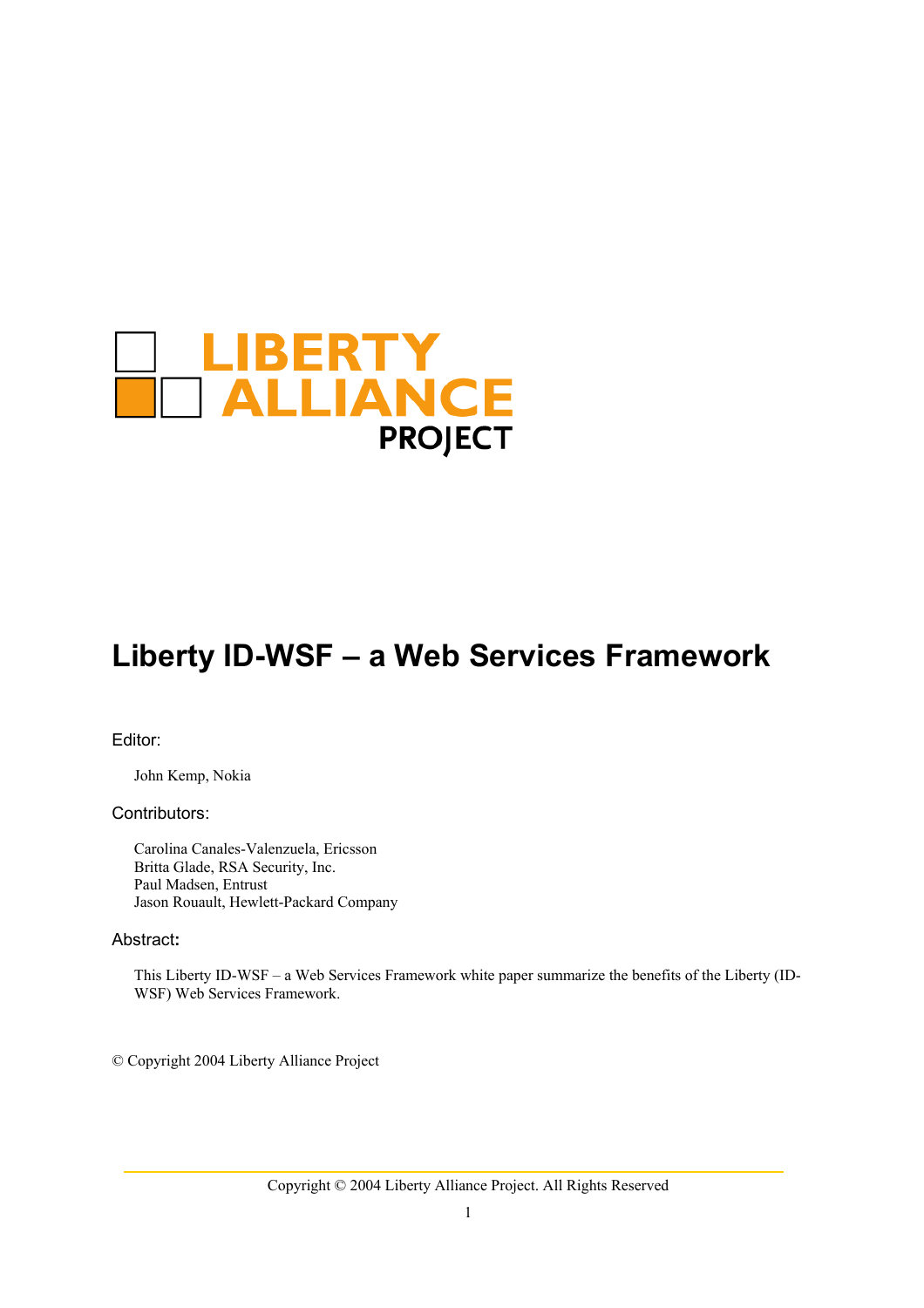LIBERTY ALLIANCE PROJECT

# Liberty ID-WSF – a Web Services Framework

Editor:

John Kemp, Nokia

Contributors:

Carolina Canales-Valenzuela, Ericsson
Britta Glade, RSA Security, Inc.
Paul Madsen, Entrust
Jason Rouault, Hewlett-Packard Company

Abstract:

This Liberty ID-WSF – a Web Services Framework white paper summarize the benefits of the Liberty (ID-WSF) Web Services Framework.

© Copyright 2004 Liberty Alliance Project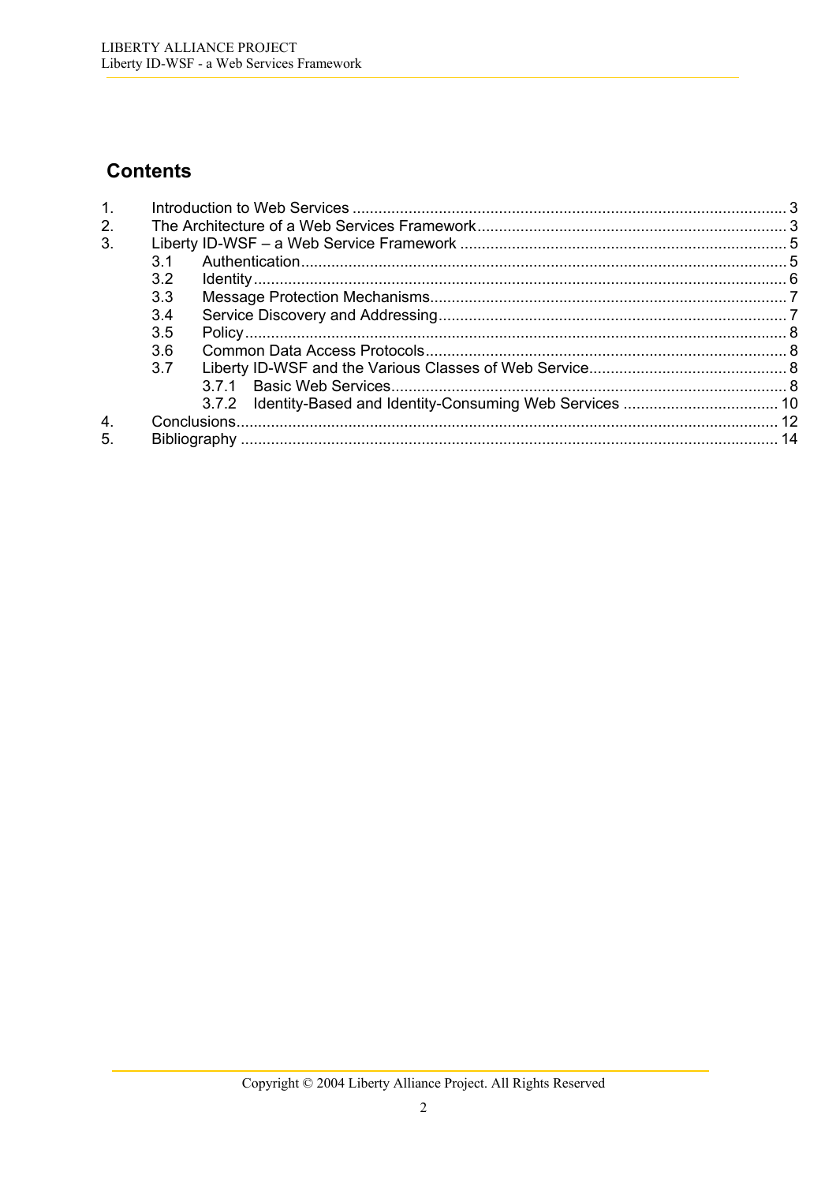## Contents

1. Introduction to Web Services ........ 3
2. The Architecture of a Web Services Framework ........ 3
3. Liberty ID-WSF – a Web Service Framework ........ 5
   - 3.1 Authentication ........ 5
   - 3.2 Identity ........ 6
   - 3.3 Message Protection Mechanisms ........ 7
   - 3.4 Service Discovery and Addressing ........ 7
   - 3.5 Policy ........ 8
   - 3.6 Common Data Access Protocols ........ 8
   - 3.7 Liberty ID-WSF and the Various Classes of Web Service ........ 8
     - 3.7.1 Basic Web Services ........ 8
     - 3.7.2 Identity-Based and Identity-Consuming Web Services ........ 10
4. Conclusions ........ 12
5. Bibliography ........ 14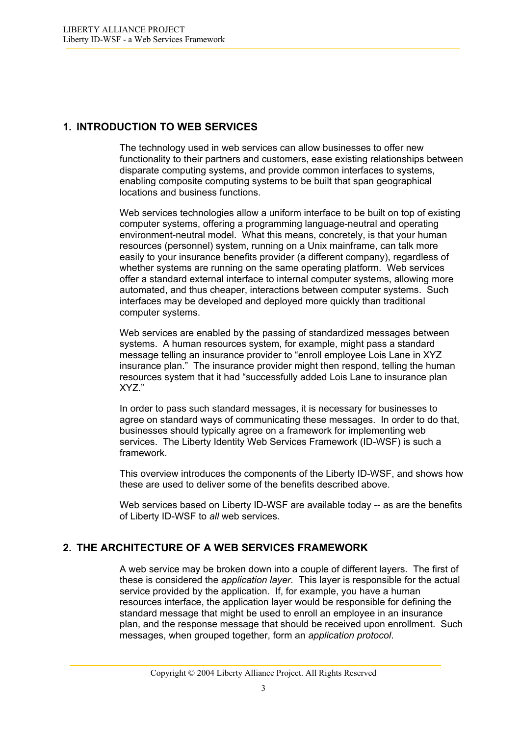## 1. INTRODUCTION TO WEB SERVICES

The technology used in web services can allow businesses to offer new functionality to their partners and customers, ease existing relationships between disparate computing systems, and provide common interfaces to systems, enabling composite computing systems to be built that span geographical locations and business functions.

Web services technologies allow a uniform interface to be built on top of existing computer systems, offering a programming language-neutral and operating environment-neutral model. What this means, concretely, is that your human resources (personnel) system, running on a Unix mainframe, can talk more easily to your insurance benefits provider (a different company), regardless of whether systems are running on the same operating platform. Web services offer a standard external interface to internal computer systems, allowing more automated, and thus cheaper, interactions between computer systems. Such interfaces may be developed and deployed more quickly than traditional computer systems.

Web services are enabled by the passing of standardized messages between systems. A human resources system, for example, might pass a standard message telling an insurance provider to "enroll employee Lois Lane in XYZ insurance plan." The insurance provider might then respond, telling the human resources system that it had "successfully added Lois Lane to insurance plan XYZ."

In order to pass such standard messages, it is necessary for businesses to agree on standard ways of communicating these messages. In order to do that, businesses should typically agree on a framework for implementing web services. The Liberty Identity Web Services Framework (ID-WSF) is such a framework.

This overview introduces the components of the Liberty ID-WSF, and shows how these are used to deliver some of the benefits described above.

Web services based on Liberty ID-WSF are available today -- as are the benefits of Liberty ID-WSF to *all* web services.

## 2. THE ARCHITECTURE OF A WEB SERVICES FRAMEWORK

A web service may be broken down into a couple of different layers. The first of these is considered the *application layer*. This layer is responsible for the actual service provided by the application. If, for example, you have a human resources interface, the application layer would be responsible for defining the standard message that might be used to enroll an employee in an insurance plan, and the response message that should be received upon enrollment. Such messages, when grouped together, form an *application protocol*.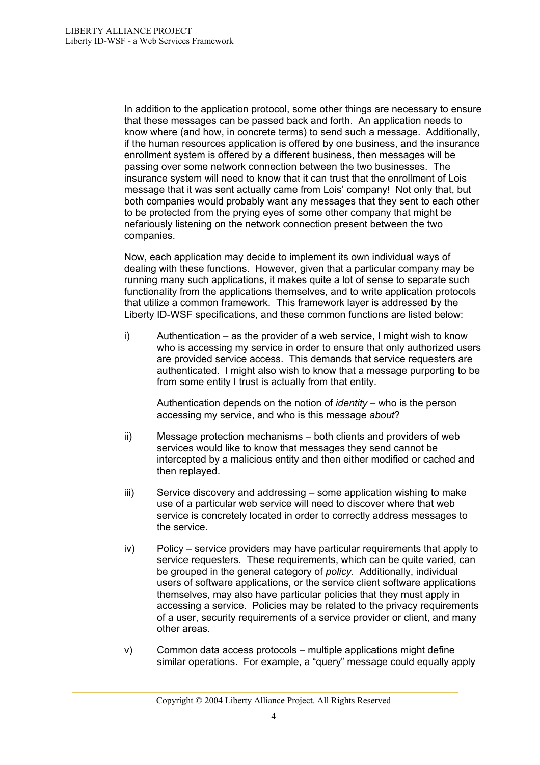In addition to the application protocol, some other things are necessary to ensure that these messages can be passed back and forth. An application needs to know where (and how, in concrete terms) to send such a message. Additionally, if the human resources application is offered by one business, and the insurance enrollment system is offered by a different business, then messages will be passing over some network connection between the two businesses. The insurance system will need to know that it can trust that the enrollment of Lois message that it was sent actually came from Lois' company! Not only that, but both companies would probably want any messages that they sent to each other to be protected from the prying eyes of some other company that might be nefariously listening on the network connection present between the two companies.

Now, each application may decide to implement its own individual ways of dealing with these functions. However, given that a particular company may be running many such applications, it makes quite a lot of sense to separate such functionality from the applications themselves, and to write application protocols that utilize a common framework. This framework layer is addressed by the Liberty ID-WSF specifications, and these common functions are listed below:

i) Authentication – as the provider of a web service, I might wish to know who is accessing my service in order to ensure that only authorized users are provided service access. This demands that service requesters are authenticated. I might also wish to know that a message purporting to be from some entity I trust is actually from that entity.

   Authentication depends on the notion of *identity* – who is the person accessing my service, and who is this message *about*?

ii) Message protection mechanisms – both clients and providers of web services would like to know that messages they send cannot be intercepted by a malicious entity and then either modified or cached and then replayed.

iii) Service discovery and addressing – some application wishing to make use of a particular web service will need to discover where that web service is concretely located in order to correctly address messages to the service.

iv) Policy – service providers may have particular requirements that apply to service requesters. These requirements, which can be quite varied, can be grouped in the general category of *policy*. Additionally, individual users of software applications, or the service client software applications themselves, may also have particular policies that they must apply in accessing a service. Policies may be related to the privacy requirements of a user, security requirements of a service provider or client, and many other areas.

v) Common data access protocols – multiple applications might define similar operations. For example, a "query" message could equally apply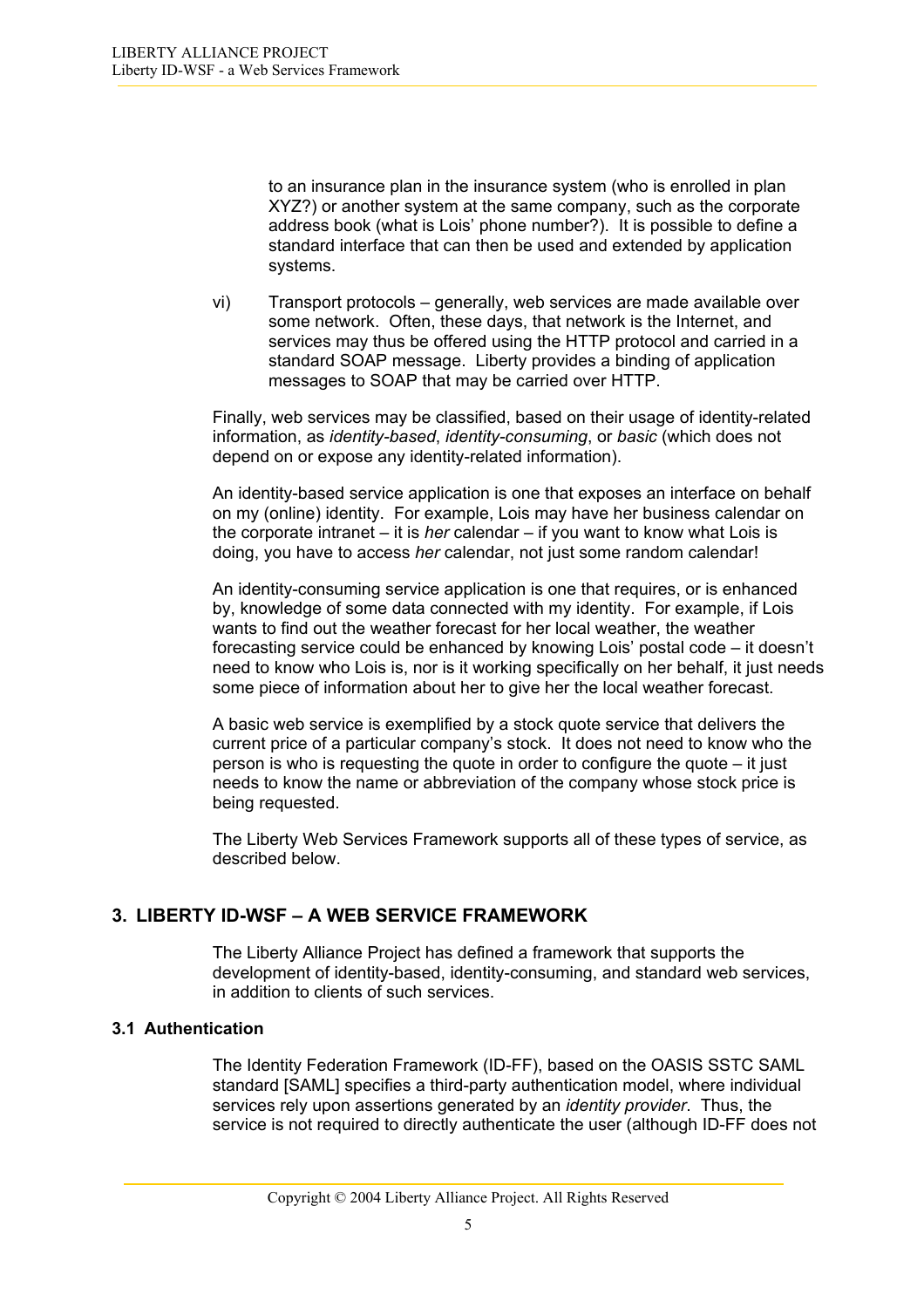to an insurance plan in the insurance system (who is enrolled in plan XYZ?) or another system at the same company, such as the corporate address book (what is Lois' phone number?). It is possible to define a standard interface that can then be used and extended by application systems.

vi) Transport protocols – generally, web services are made available over some network. Often, these days, that network is the Internet, and services may thus be offered using the HTTP protocol and carried in a standard SOAP message. Liberty provides a binding of application messages to SOAP that may be carried over HTTP.

Finally, web services may be classified, based on their usage of identity-related information, as *identity-based*, *identity-consuming*, or *basic* (which does not depend on or expose any identity-related information).

An identity-based service application is one that exposes an interface on behalf on my (online) identity. For example, Lois may have her business calendar on the corporate intranet – it is *her* calendar – if you want to know what Lois is doing, you have to access *her* calendar, not just some random calendar!

An identity-consuming service application is one that requires, or is enhanced by, knowledge of some data connected with my identity. For example, if Lois wants to find out the weather forecast for her local weather, the weather forecasting service could be enhanced by knowing Lois' postal code – it doesn't need to know who Lois is, nor is it working specifically on her behalf, it just needs some piece of information about her to give her the local weather forecast.

A basic web service is exemplified by a stock quote service that delivers the current price of a particular company's stock. It does not need to know who the person is who is requesting the quote in order to configure the quote – it just needs to know the name or abbreviation of the company whose stock price is being requested.

The Liberty Web Services Framework supports all of these types of service, as described below.

## 3. LIBERTY ID-WSF – A WEB SERVICE FRAMEWORK

The Liberty Alliance Project has defined a framework that supports the development of identity-based, identity-consuming, and standard web services, in addition to clients of such services.

### 3.1 Authentication

The Identity Federation Framework (ID-FF), based on the OASIS SSTC SAML standard [SAML] specifies a third-party authentication model, where individual services rely upon assertions generated by an *identity provider.* Thus, the service is not required to directly authenticate the user (although ID-FF does not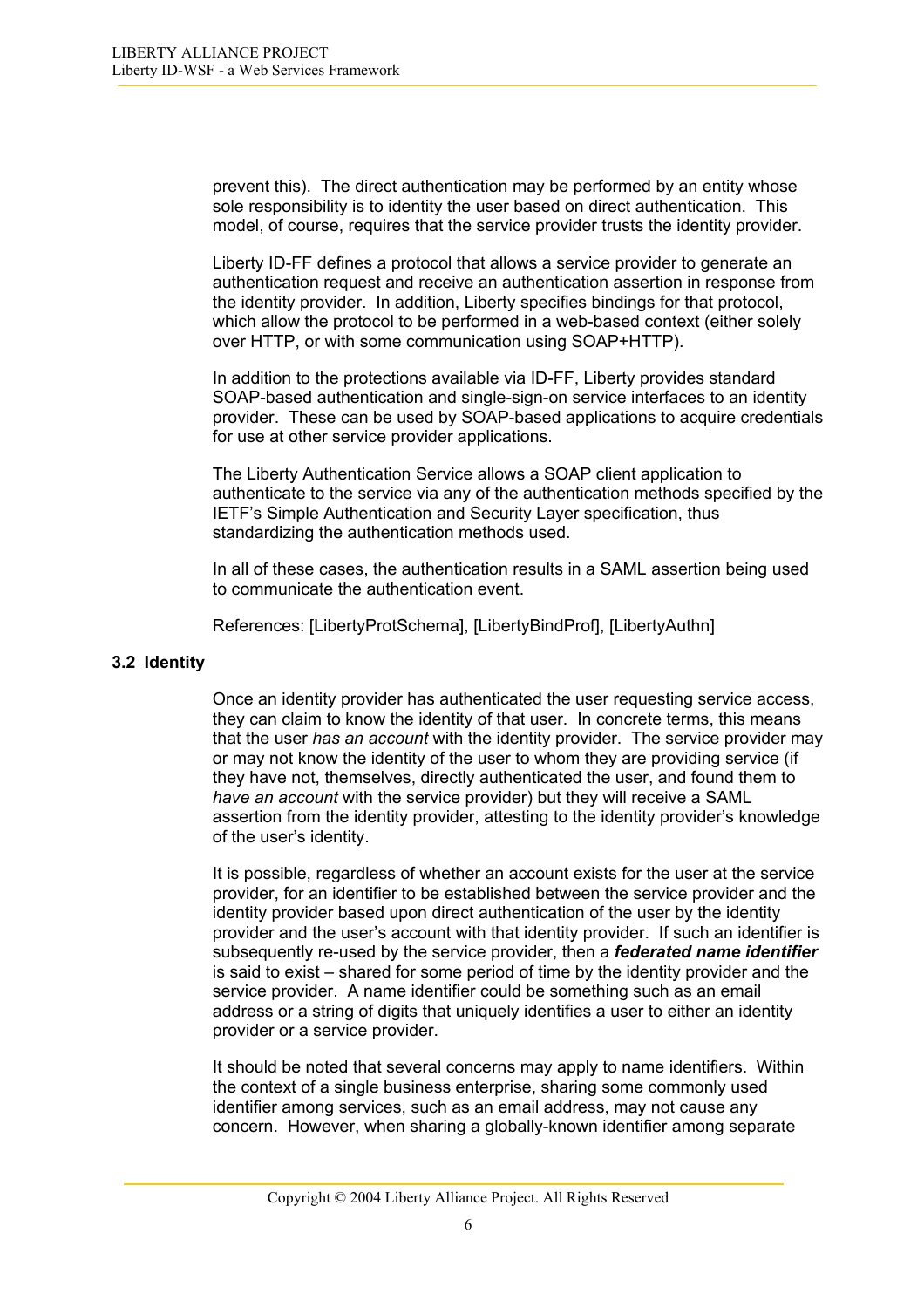prevent this). The direct authentication may be performed by an entity whose sole responsibility is to identity the user based on direct authentication. This model, of course, requires that the service provider trusts the identity provider.

Liberty ID-FF defines a protocol that allows a service provider to generate an authentication request and receive an authentication assertion in response from the identity provider. In addition, Liberty specifies bindings for that protocol, which allow the protocol to be performed in a web-based context (either solely over HTTP, or with some communication using SOAP+HTTP).

In addition to the protections available via ID-FF, Liberty provides standard SOAP-based authentication and single-sign-on service interfaces to an identity provider. These can be used by SOAP-based applications to acquire credentials for use at other service provider applications.

The Liberty Authentication Service allows a SOAP client application to authenticate to the service via any of the authentication methods specified by the IETF's Simple Authentication and Security Layer specification, thus standardizing the authentication methods used.

In all of these cases, the authentication results in a SAML assertion being used to communicate the authentication event.

References: [LibertyProtSchema], [LibertyBindProf], [LibertyAuthn]

### 3.2 Identity

Once an identity provider has authenticated the user requesting service access, they can claim to know the identity of that user. In concrete terms, this means that the user *has an account* with the identity provider. The service provider may or may not know the identity of the user to whom they are providing service (if they have not, themselves, directly authenticated the user, and found them to *have an account* with the service provider) but they will receive a SAML assertion from the identity provider, attesting to the identity provider's knowledge of the user's identity.

It is possible, regardless of whether an account exists for the user at the service provider, for an identifier to be established between the service provider and the identity provider based upon direct authentication of the user by the identity provider and the user's account with that identity provider. If such an identifier is subsequently re-used by the service provider, then a ***federated name identifier*** is said to exist – shared for some period of time by the identity provider and the service provider. A name identifier could be something such as an email address or a string of digits that uniquely identifies a user to either an identity provider or a service provider.

It should be noted that several concerns may apply to name identifiers. Within the context of a single business enterprise, sharing some commonly used identifier among services, such as an email address, may not cause any concern. However, when sharing a globally-known identifier among separate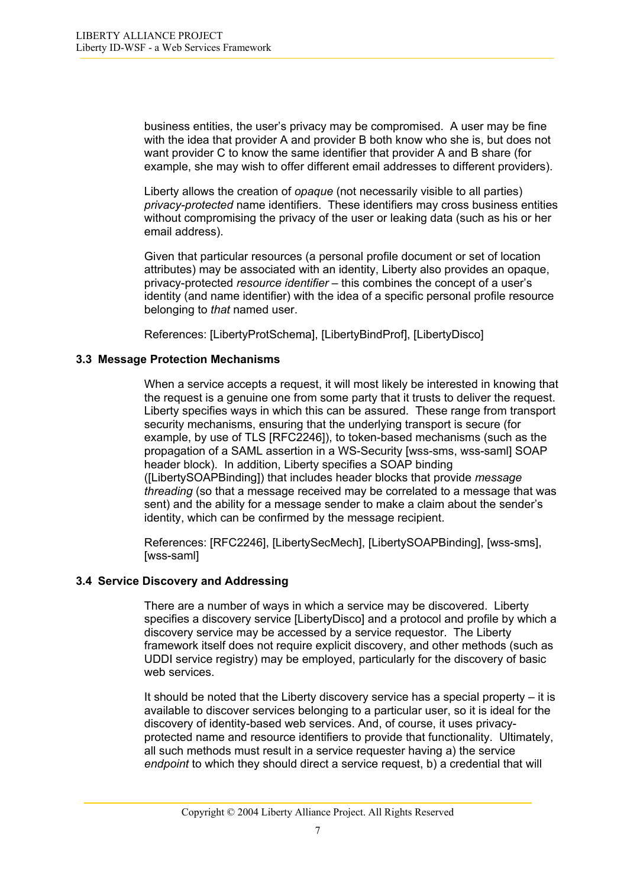business entities, the user's privacy may be compromised. A user may be fine with the idea that provider A and provider B both know who she is, but does not want provider C to know the same identifier that provider A and B share (for example, she may wish to offer different email addresses to different providers).

Liberty allows the creation of *opaque* (not necessarily visible to all parties) *privacy-protected* name identifiers. These identifiers may cross business entities without compromising the privacy of the user or leaking data (such as his or her email address).

Given that particular resources (a personal profile document or set of location attributes) may be associated with an identity, Liberty also provides an opaque, privacy-protected *resource identifier* – this combines the concept of a user's identity (and name identifier) with the idea of a specific personal profile resource belonging to *that* named user.

References: [LibertyProtSchema], [LibertyBindProf], [LibertyDisco]

### 3.3 Message Protection Mechanisms

When a service accepts a request, it will most likely be interested in knowing that the request is a genuine one from some party that it trusts to deliver the request. Liberty specifies ways in which this can be assured. These range from transport security mechanisms, ensuring that the underlying transport is secure (for example, by use of TLS [RFC2246]), to token-based mechanisms (such as the propagation of a SAML assertion in a WS-Security [wss-sms, wss-saml] SOAP header block). In addition, Liberty specifies a SOAP binding ([LibertySOAPBinding]) that includes header blocks that provide *message threading* (so that a message received may be correlated to a message that was sent) and the ability for a message sender to make a claim about the sender's identity, which can be confirmed by the message recipient.

References: [RFC2246], [LibertySecMech], [LibertySOAPBinding], [wss-sms], [wss-saml]

### 3.4 Service Discovery and Addressing

There are a number of ways in which a service may be discovered. Liberty specifies a discovery service [LibertyDisco] and a protocol and profile by which a discovery service may be accessed by a service requestor. The Liberty framework itself does not require explicit discovery, and other methods (such as UDDI service registry) may be employed, particularly for the discovery of basic web services.

It should be noted that the Liberty discovery service has a special property – it is available to discover services belonging to a particular user, so it is ideal for the discovery of identity-based web services. And, of course, it uses privacy-protected name and resource identifiers to provide that functionality. Ultimately, all such methods must result in a service requester having a) the service *endpoint* to which they should direct a service request, b) a credential that will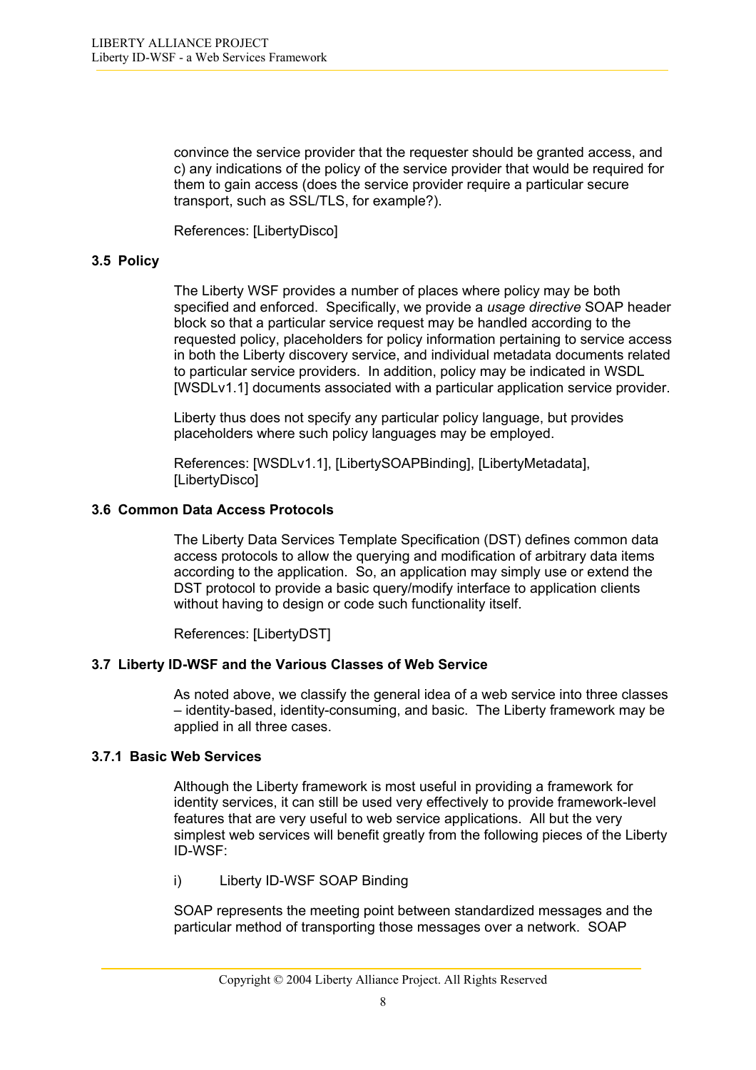convince the service provider that the requester should be granted access, and c) any indications of the policy of the service provider that would be required for them to gain access (does the service provider require a particular secure transport, such as SSL/TLS, for example?).

References: [LibertyDisco]

### 3.5 Policy

The Liberty WSF provides a number of places where policy may be both specified and enforced. Specifically, we provide a *usage directive* SOAP header block so that a particular service request may be handled according to the requested policy, placeholders for policy information pertaining to service access in both the Liberty discovery service, and individual metadata documents related to particular service providers. In addition, policy may be indicated in WSDL [WSDLv1.1] documents associated with a particular application service provider.

Liberty thus does not specify any particular policy language, but provides placeholders where such policy languages may be employed.

References: [WSDLv1.1], [LibertySOAPBinding], [LibertyMetadata], [LibertyDisco]

### 3.6 Common Data Access Protocols

The Liberty Data Services Template Specification (DST) defines common data access protocols to allow the querying and modification of arbitrary data items according to the application. So, an application may simply use or extend the DST protocol to provide a basic query/modify interface to application clients without having to design or code such functionality itself.

References: [LibertyDST]

### 3.7 Liberty ID-WSF and the Various Classes of Web Service

As noted above, we classify the general idea of a web service into three classes – identity-based, identity-consuming, and basic. The Liberty framework may be applied in all three cases.

#### 3.7.1 Basic Web Services

Although the Liberty framework is most useful in providing a framework for identity services, it can still be used very effectively to provide framework-level features that are very useful to web service applications. All but the very simplest web services will benefit greatly from the following pieces of the Liberty ID-WSF:

i) Liberty ID-WSF SOAP Binding

SOAP represents the meeting point between standardized messages and the particular method of transporting those messages over a network. SOAP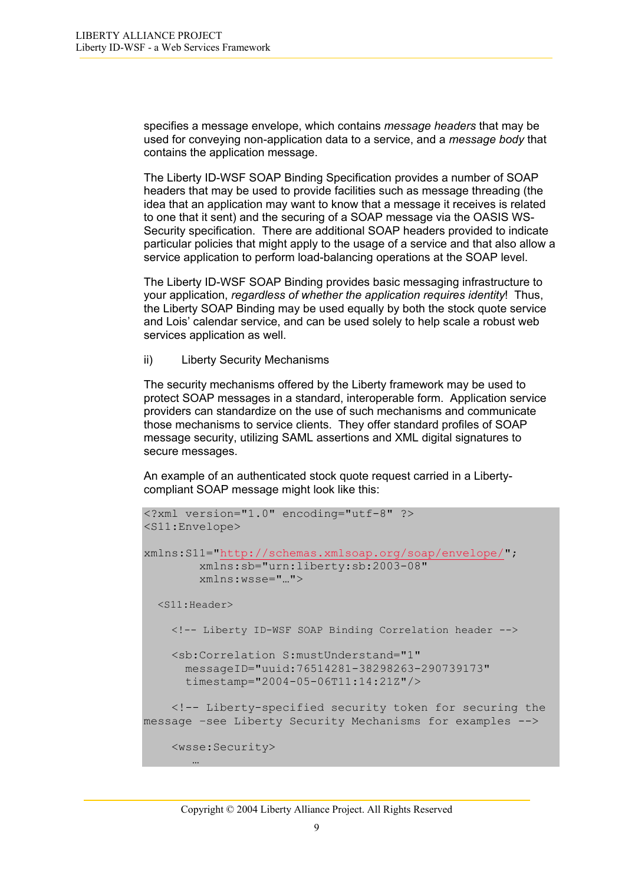specifies a message envelope, which contains *message headers* that may be used for conveying non-application data to a service, and a *message body* that contains the application message.

The Liberty ID-WSF SOAP Binding Specification provides a number of SOAP headers that may be used to provide facilities such as message threading (the idea that an application may want to know that a message it receives is related to one that it sent) and the securing of a SOAP message via the OASIS WS-Security specification. There are additional SOAP headers provided to indicate particular policies that might apply to the usage of a service and that also allow a service application to perform load-balancing operations at the SOAP level.

The Liberty ID-WSF SOAP Binding provides basic messaging infrastructure to your application, *regardless of whether the application requires identity*! Thus, the Liberty SOAP Binding may be used equally by both the stock quote service and Lois' calendar service, and can be used solely to help scale a robust web services application as well.

ii) Liberty Security Mechanisms

The security mechanisms offered by the Liberty framework may be used to protect SOAP messages in a standard, interoperable form. Application service providers can standardize on the use of such mechanisms and communicate those mechanisms to service clients. They offer standard profiles of SOAP message security, utilizing SAML assertions and XML digital signatures to secure messages.

An example of an authenticated stock quote request carried in a Liberty-compliant SOAP message might look like this:

```
<?xml version="1.0" encoding="utf-8" ?>
<S11:Envelope>

xmlns:S11="http://schemas.xmlsoap.org/soap/envelope/";
        xmlns:sb="urn:liberty:sb:2003-08"
        xmlns:wsse="…">

  <S11:Header>

    <!-- Liberty ID-WSF SOAP Binding Correlation header -->

    <sb:Correlation S:mustUnderstand="1"
      messageID="uuid:76514281-38298263-290739173"
      timestamp="2004-05-06T11:14:21Z"/>

    <!-- Liberty-specified security token for securing the
message –see Liberty Security Mechanisms for examples -->

    <wsse:Security>
       …
```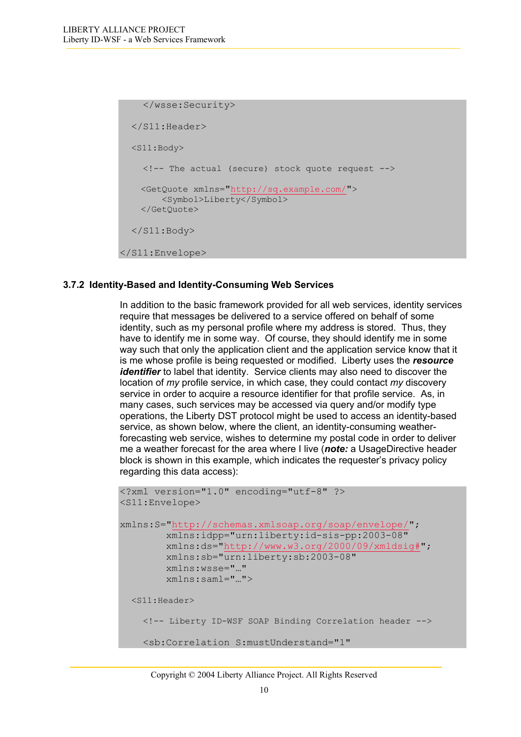```
    </wsse:Security>

  </S11:Header>

  <S11:Body>

    <!-- The actual (secure) stock quote request -->

    <GetQuote xmlns="http://sq.example.com/">
        <Symbol>Liberty</Symbol>
    </GetQuote>

  </S11:Body>

</S11:Envelope>
```

### 3.7.2 Identity-Based and Identity-Consuming Web Services

In addition to the basic framework provided for all web services, identity services require that messages be delivered to a service offered on behalf of some identity, such as my personal profile where my address is stored. Thus, they have to identify me in some way. Of course, they should identify me in some way such that only the application client and the application service know that it is me whose profile is being requested or modified. Liberty uses the ***resource identifier*** to label that identity. Service clients may also need to discover the location of *my* profile service, in which case, they could contact *my* discovery service in order to acquire a resource identifier for that profile service. As, in many cases, such services may be accessed via query and/or modify type operations, the Liberty DST protocol might be used to access an identity-based service, as shown below, where the client, an identity-consuming weather-forecasting web service, wishes to determine my postal code in order to deliver me a weather forecast for the area where I live (***note:*** a UsageDirective header block is shown in this example, which indicates the requester's privacy policy regarding this data access):

```
<?xml version="1.0" encoding="utf-8" ?>
<S11:Envelope>

xmlns:S="http://schemas.xmlsoap.org/soap/envelope/";
        xmlns:idpp="urn:liberty:id-sis-pp:2003-08"
        xmlns:ds="http://www.w3.org/2000/09/xmldsig#";
        xmlns:sb="urn:liberty:sb:2003-08"
        xmlns:wsse="…"
        xmlns:saml="…">

  <S11:Header>

    <!-- Liberty ID-WSF SOAP Binding Correlation header -->

    <sb:Correlation S:mustUnderstand="1"
```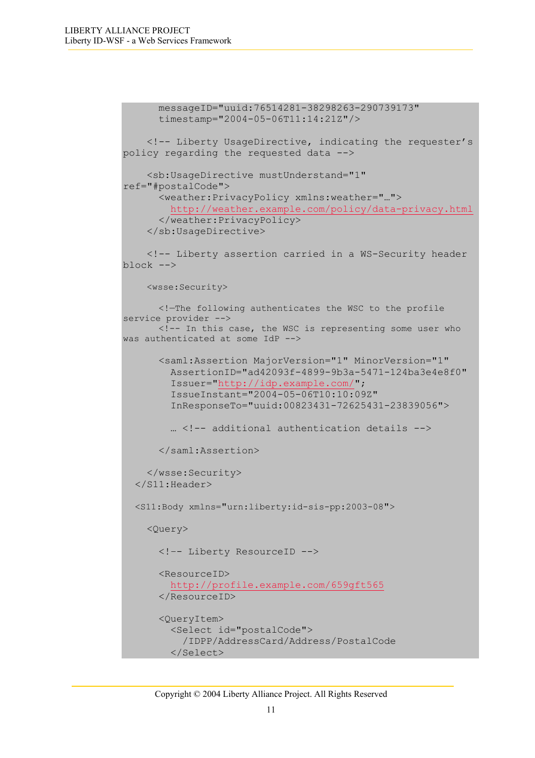```
      messageID="uuid:76514281-38298263-290739173"
      timestamp="2004-05-06T11:14:21Z"/>

    <!-- Liberty UsageDirective, indicating the requester's
policy regarding the requested data -->

    <sb:UsageDirective mustUnderstand="1"
ref="#postalCode">
      <weather:PrivacyPolicy xmlns:weather="…">
        http://weather.example.com/policy/data-privacy.html
      </weather:PrivacyPolicy>
    </sb:UsageDirective>

    <!-- Liberty assertion carried in a WS-Security header
block -->

    <wsse:Security>

      <!—The following authenticates the WSC to the profile
service provider -->
      <!-- In this case, the WSC is representing some user who
was authenticated at some IdP -->

      <saml:Assertion MajorVersion="1" MinorVersion="1"
        AssertionID="ad42093f-4899-9b3a-5471-124ba3e4e8f0"
        Issuer="http://idp.example.com/";
        IssueInstant="2004-05-06T10:10:09Z"
        InResponseTo="uuid:00823431-72625431-23839056">

        … <!-- additional authentication details -->

      </saml:Assertion>

    </wsse:Security>
  </S11:Header>

  <S11:Body xmlns="urn:liberty:id-sis-pp:2003-08">

    <Query>

      <!-- Liberty ResourceID -->

      <ResourceID>
        http://profile.example.com/659gft565
      </ResourceID>

      <QueryItem>
        <Select id="postalCode">
          /IDPP/AddressCard/Address/PostalCode
        </Select>
```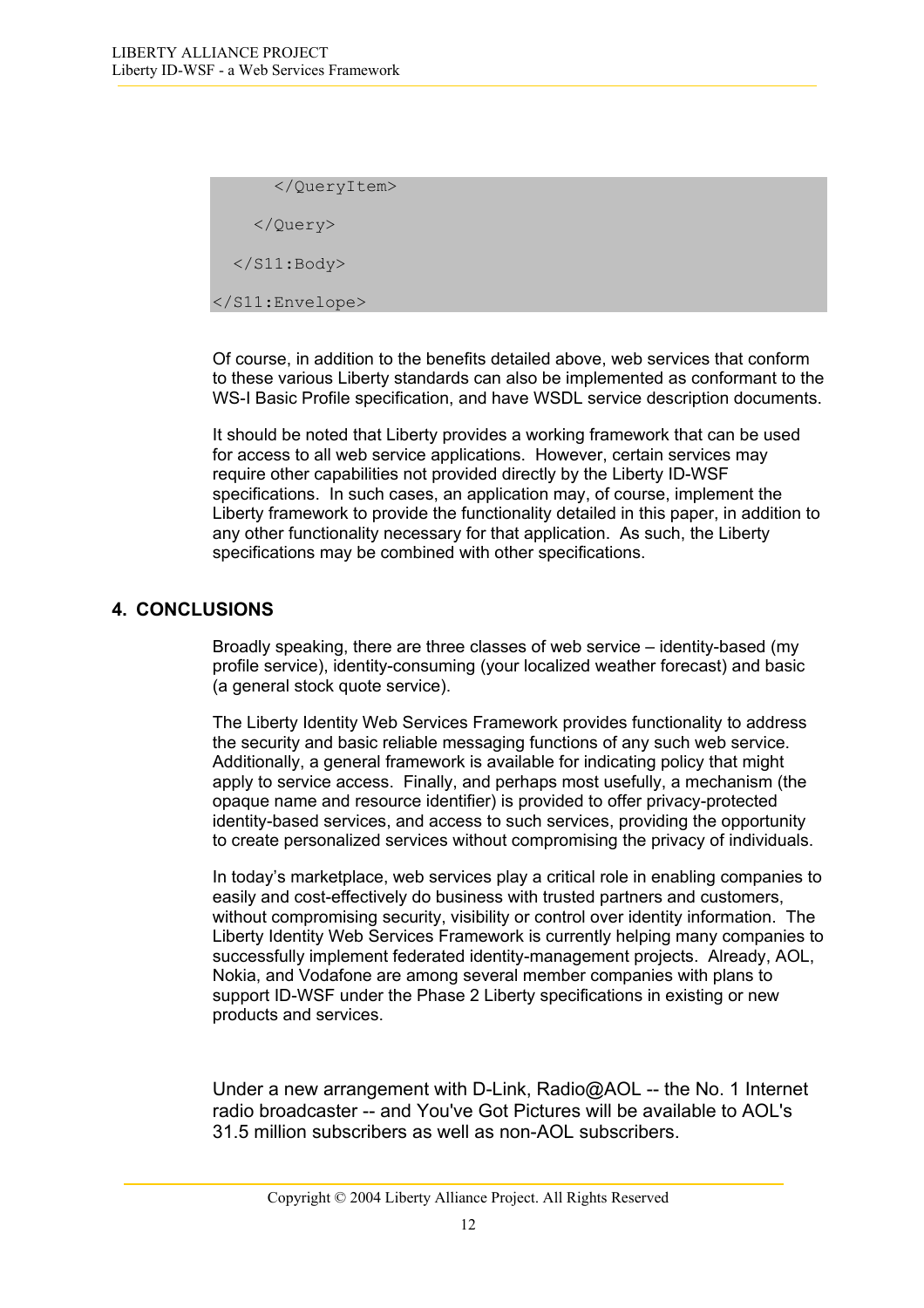```
      </QueryItem>

    </Query>

  </S11:Body>

</S11:Envelope>
```

Of course, in addition to the benefits detailed above, web services that conform to these various Liberty standards can also be implemented as conformant to the WS-I Basic Profile specification, and have WSDL service description documents.

It should be noted that Liberty provides a working framework that can be used for access to all web service applications. However, certain services may require other capabilities not provided directly by the Liberty ID-WSF specifications. In such cases, an application may, of course, implement the Liberty framework to provide the functionality detailed in this paper, in addition to any other functionality necessary for that application. As such, the Liberty specifications may be combined with other specifications.

## 4. CONCLUSIONS

Broadly speaking, there are three classes of web service – identity-based (my profile service), identity-consuming (your localized weather forecast) and basic (a general stock quote service).

The Liberty Identity Web Services Framework provides functionality to address the security and basic reliable messaging functions of any such web service. Additionally, a general framework is available for indicating policy that might apply to service access. Finally, and perhaps most usefully, a mechanism (the opaque name and resource identifier) is provided to offer privacy-protected identity-based services, and access to such services, providing the opportunity to create personalized services without compromising the privacy of individuals.

In today's marketplace, web services play a critical role in enabling companies to easily and cost-effectively do business with trusted partners and customers, without compromising security, visibility or control over identity information. The Liberty Identity Web Services Framework is currently helping many companies to successfully implement federated identity-management projects. Already, AOL, Nokia, and Vodafone are among several member companies with plans to support ID-WSF under the Phase 2 Liberty specifications in existing or new products and services.

Under a new arrangement with D-Link, Radio@AOL -- the No. 1 Internet radio broadcaster -- and You've Got Pictures will be available to AOL's 31.5 million subscribers as well as non-AOL subscribers.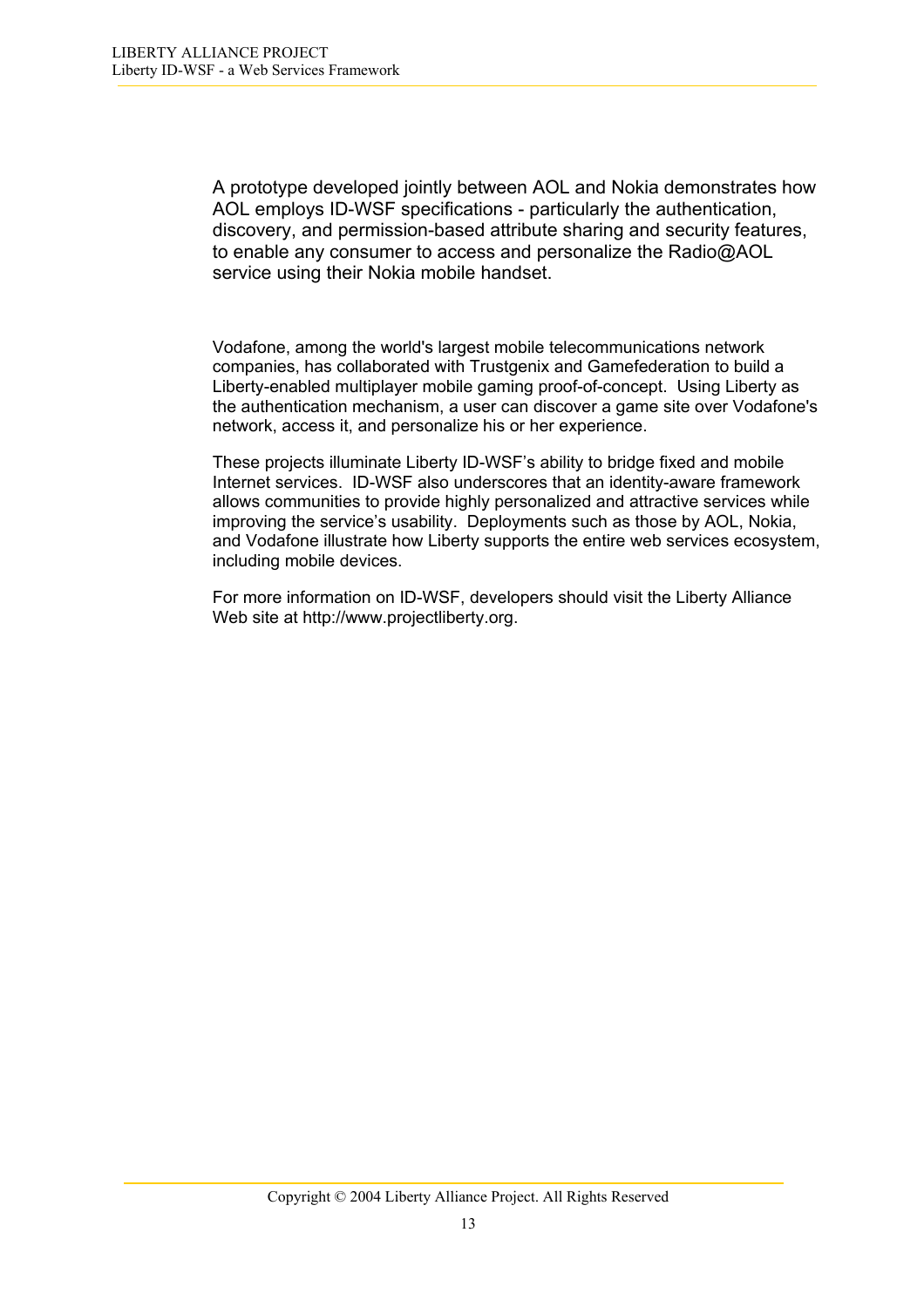A prototype developed jointly between AOL and Nokia demonstrates how AOL employs ID-WSF specifications - particularly the authentication, discovery, and permission-based attribute sharing and security features, to enable any consumer to access and personalize the Radio@AOL service using their Nokia mobile handset.

Vodafone, among the world's largest mobile telecommunications network companies, has collaborated with Trustgenix and Gamefederation to build a Liberty-enabled multiplayer mobile gaming proof-of-concept. Using Liberty as the authentication mechanism, a user can discover a game site over Vodafone's network, access it, and personalize his or her experience.

These projects illuminate Liberty ID-WSF's ability to bridge fixed and mobile Internet services. ID-WSF also underscores that an identity-aware framework allows communities to provide highly personalized and attractive services while improving the service's usability. Deployments such as those by AOL, Nokia, and Vodafone illustrate how Liberty supports the entire web services ecosystem, including mobile devices.

For more information on ID-WSF, developers should visit the Liberty Alliance Web site at http://www.projectliberty.org.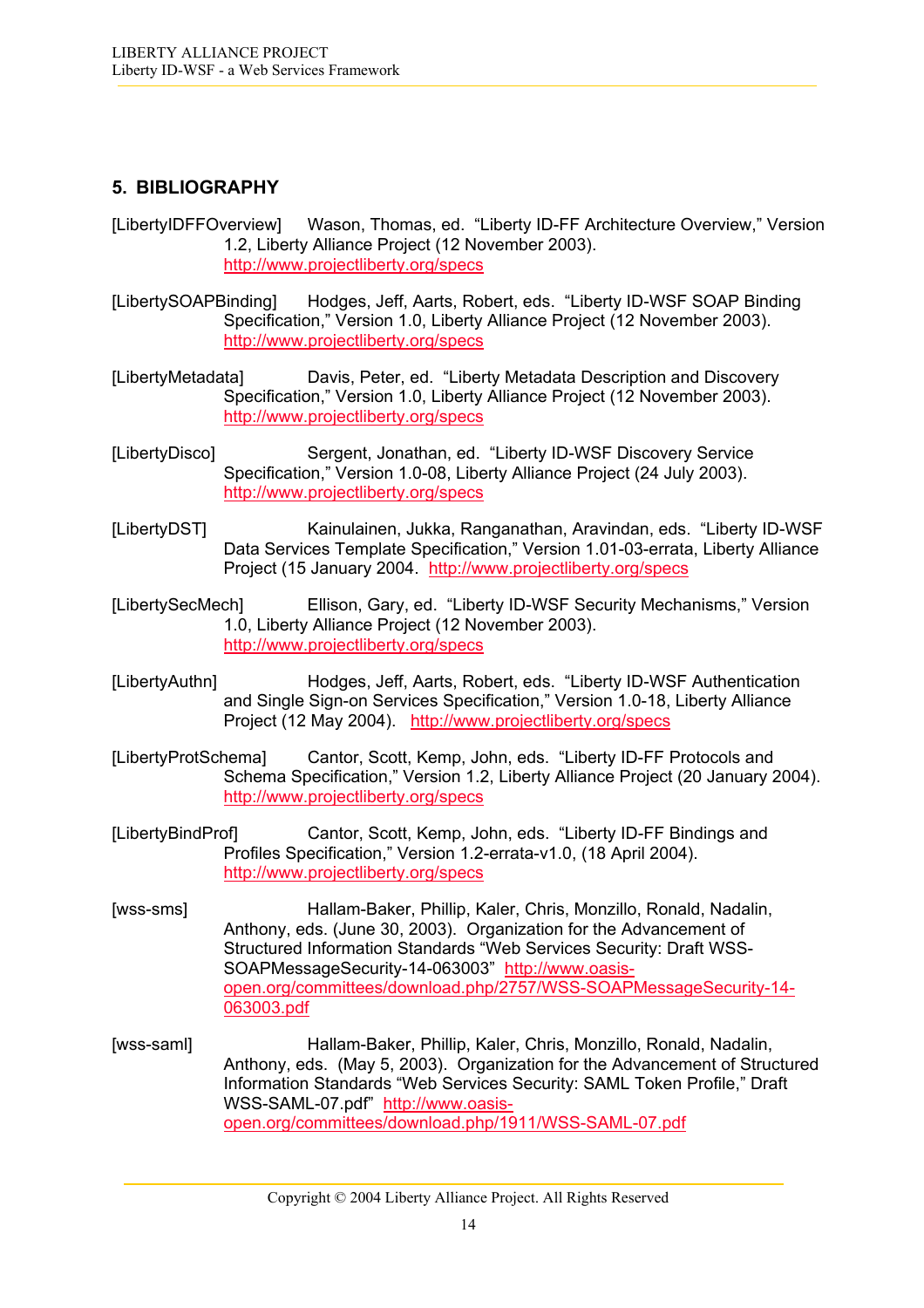## 5. BIBLIOGRAPHY

[LibertyIDFFOverview] Wason, Thomas, ed. “Liberty ID-FF Architecture Overview,” Version 1.2, Liberty Alliance Project (12 November 2003). http://www.projectliberty.org/specs

[LibertySOAPBinding] Hodges, Jeff, Aarts, Robert, eds. “Liberty ID-WSF SOAP Binding Specification,” Version 1.0, Liberty Alliance Project (12 November 2003). http://www.projectliberty.org/specs

[LibertyMetadata] Davis, Peter, ed. “Liberty Metadata Description and Discovery Specification,” Version 1.0, Liberty Alliance Project (12 November 2003). http://www.projectliberty.org/specs

[LibertyDisco] Sergent, Jonathan, ed. “Liberty ID-WSF Discovery Service Specification,” Version 1.0-08, Liberty Alliance Project (24 July 2003). http://www.projectliberty.org/specs

[LibertyDST] Kainulainen, Jukka, Ranganathan, Aravindan, eds. “Liberty ID-WSF Data Services Template Specification,” Version 1.01-03-errata, Liberty Alliance Project (15 January 2004. http://www.projectliberty.org/specs

[LibertySecMech] Ellison, Gary, ed. “Liberty ID-WSF Security Mechanisms,” Version 1.0, Liberty Alliance Project (12 November 2003). http://www.projectliberty.org/specs

[LibertyAuthn] Hodges, Jeff, Aarts, Robert, eds. “Liberty ID-WSF Authentication and Single Sign-on Services Specification,” Version 1.0-18, Liberty Alliance Project (12 May 2004). http://www.projectliberty.org/specs

[LibertyProtSchema] Cantor, Scott, Kemp, John, eds. “Liberty ID-FF Protocols and Schema Specification,” Version 1.2, Liberty Alliance Project (20 January 2004). http://www.projectliberty.org/specs

[LibertyBindProf] Cantor, Scott, Kemp, John, eds. “Liberty ID-FF Bindings and Profiles Specification,” Version 1.2-errata-v1.0, (18 April 2004). http://www.projectliberty.org/specs

[wss-sms] Hallam-Baker, Phillip, Kaler, Chris, Monzillo, Ronald, Nadalin, Anthony, eds. (June 30, 2003). Organization for the Advancement of Structured Information Standards “Web Services Security: Draft WSS-SOAPMessageSecurity-14-063003” http://www.oasis-open.org/committees/download.php/2757/WSS-SOAPMessageSecurity-14-063003.pdf

[wss-saml] Hallam-Baker, Phillip, Kaler, Chris, Monzillo, Ronald, Nadalin, Anthony, eds. (May 5, 2003). Organization for the Advancement of Structured Information Standards “Web Services Security: SAML Token Profile,” Draft WSS-SAML-07.pdf” http://www.oasis-open.org/committees/download.php/1911/WSS-SAML-07.pdf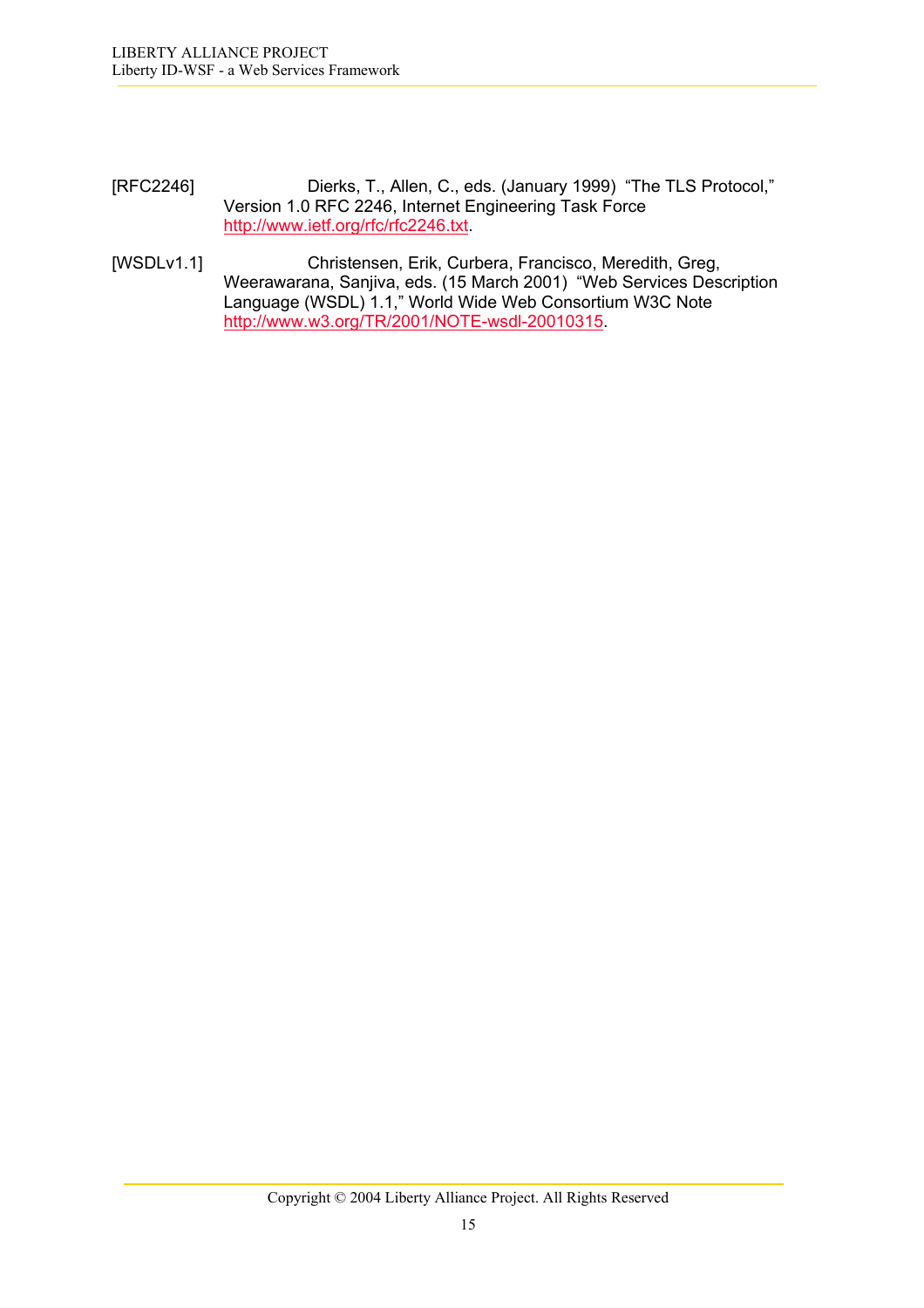[RFC2246] Dierks, T., Allen, C., eds. (January 1999) "The TLS Protocol," Version 1.0 RFC 2246, Internet Engineering Task Force http://www.ietf.org/rfc/rfc2246.txt.

[WSDLv1.1] Christensen, Erik, Curbera, Francisco, Meredith, Greg, Weerawarana, Sanjiva, eds. (15 March 2001) "Web Services Description Language (WSDL) 1.1," World Wide Web Consortium W3C Note http://www.w3.org/TR/2001/NOTE-wsdl-20010315.